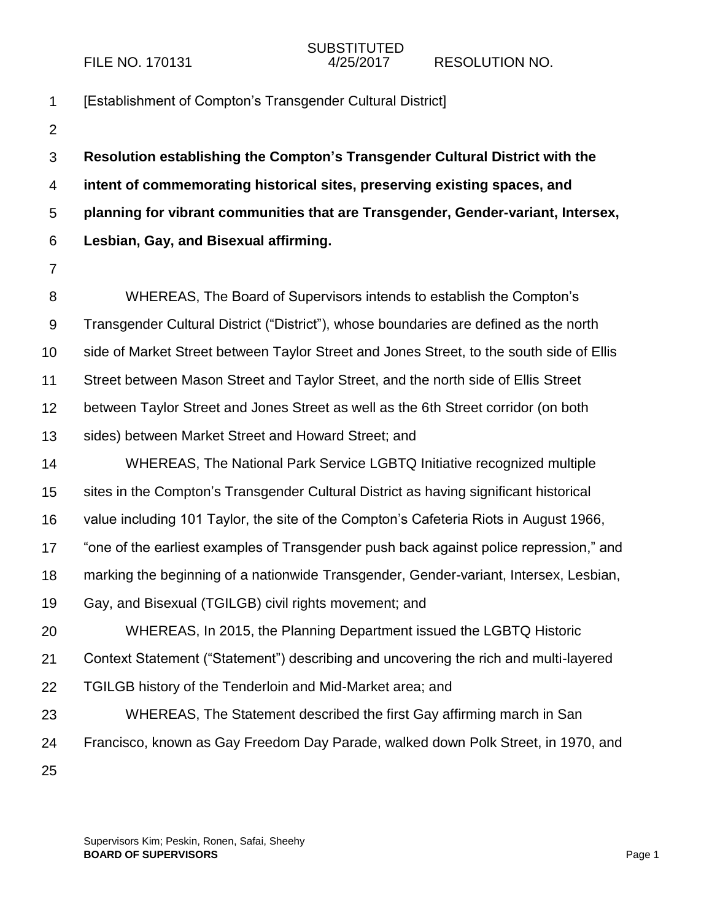FILE NO. 170131 SUBSTITUTED 4/25/2017 RESOLUTION NO.

[Establishment of Compton's Transgender Cultural District]

**Resolution establishing the Compton's Transgender Cultural District with the intent of commemorating historical sites, preserving existing spaces, and planning for vibrant communities that are Transgender, Gender-variant, Intersex, Lesbian, Gay, and Bisexual affirming.**

WHEREAS, The Board of Supervisors intends to establish the Compton's Transgender Cultural District ("District"), whose boundaries are defined as the north side of Market Street between Taylor Street and Jones Street, to the south side of Ellis Street between Mason Street and Taylor Street, and the north side of Ellis Street between Taylor Street and Jones Street as well as the 6th Street corridor (on both sides) between Market Street and Howard Street; and

WHEREAS, The National Park Service LGBTQ Initiative recognized multiple sites in the Compton's Transgender Cultural District as having significant historical value including 101 Taylor, the site of the Compton's Cafeteria Riots in August 1966, "one of the earliest examples of Transgender push back against police repression," and marking the beginning of a nationwide Transgender, Gender-variant, Intersex, Lesbian, Gay, and Bisexual (TGILGB) civil rights movement; and

WHEREAS, In 2015, the Planning Department issued the LGBTQ Historic Context Statement ("Statement") describing and uncovering the rich and multi-layered TGILGB history of the Tenderloin and Mid-Market area; and

WHEREAS, The Statement described the first Gay affirming march in San Francisco, known as Gay Freedom Day Parade, walked down Polk Street, in 1970, and

Supervisors Kim; Peskin, Ronen, Safai, Sheehy
**BOARD OF SUPERVISORS**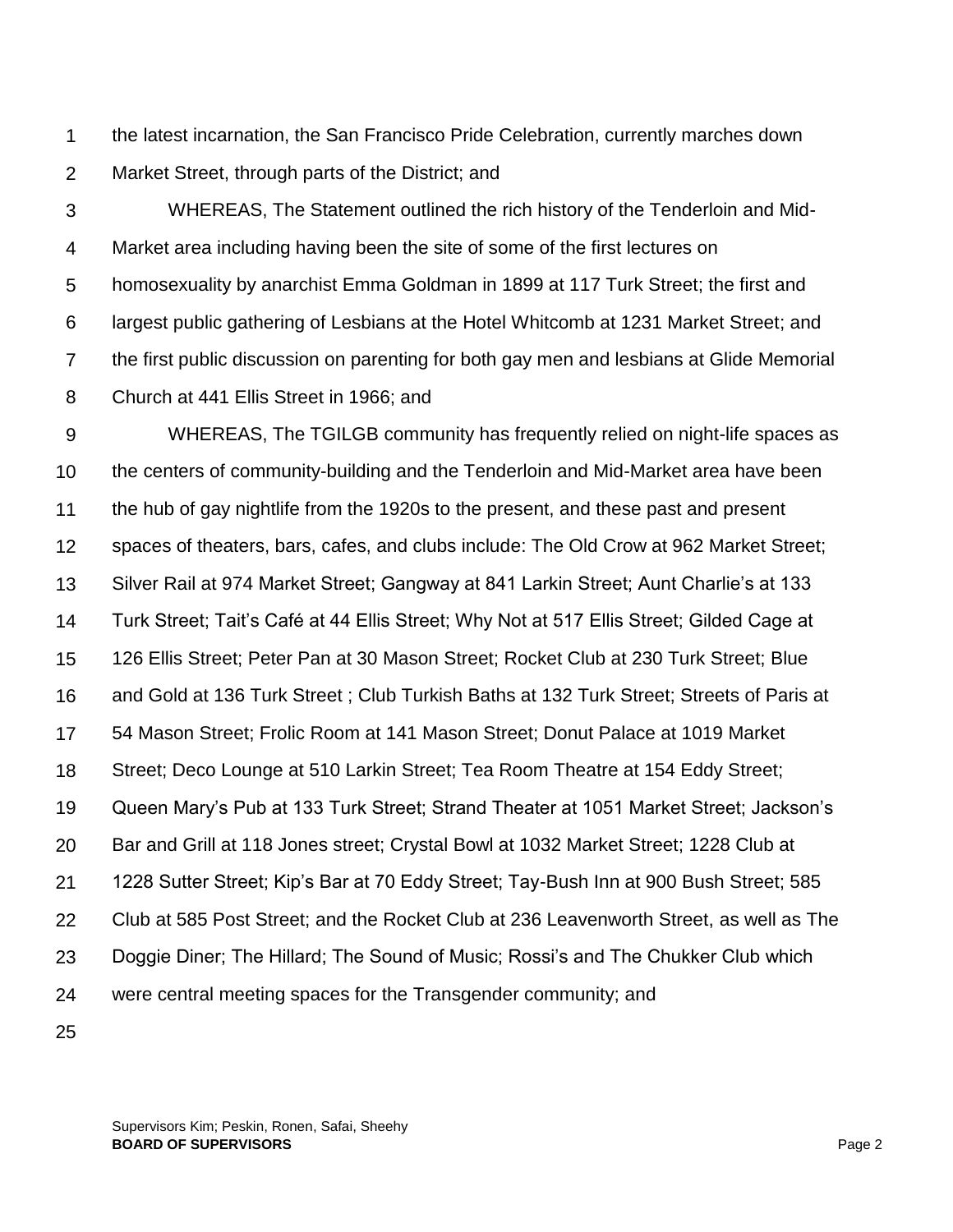the latest incarnation, the San Francisco Pride Celebration, currently marches down Market Street, through parts of the District; and

WHEREAS, The Statement outlined the rich history of the Tenderloin and Mid-Market area including having been the site of some of the first lectures on homosexuality by anarchist Emma Goldman in 1899 at 117 Turk Street; the first and largest public gathering of Lesbians at the Hotel Whitcomb at 1231 Market Street; and the first public discussion on parenting for both gay men and lesbians at Glide Memorial Church at 441 Ellis Street in 1966; and

WHEREAS, The TGILGB community has frequently relied on night-life spaces as the centers of community-building and the Tenderloin and Mid-Market area have been the hub of gay nightlife from the 1920s to the present, and these past and present spaces of theaters, bars, cafes, and clubs include: The Old Crow at 962 Market Street; Silver Rail at 974 Market Street; Gangway at 841 Larkin Street; Aunt Charlie's at 133 Turk Street; Tait's Café at 44 Ellis Street; Why Not at 517 Ellis Street; Gilded Cage at 126 Ellis Street; Peter Pan at 30 Mason Street; Rocket Club at 230 Turk Street; Blue and Gold at 136 Turk Street ; Club Turkish Baths at 132 Turk Street; Streets of Paris at 54 Mason Street; Frolic Room at 141 Mason Street; Donut Palace at 1019 Market Street; Deco Lounge at 510 Larkin Street; Tea Room Theatre at 154 Eddy Street; Queen Mary's Pub at 133 Turk Street; Strand Theater at 1051 Market Street; Jackson's Bar and Grill at 118 Jones street; Crystal Bowl at 1032 Market Street; 1228 Club at 1228 Sutter Street; Kip's Bar at 70 Eddy Street; Tay-Bush Inn at 900 Bush Street; 585 Club at 585 Post Street; and the Rocket Club at 236 Leavenworth Street, as well as The Doggie Diner; The Hillard; The Sound of Music; Rossi's and The Chukker Club which were central meeting spaces for the Transgender community; and

Supervisors Kim; Peskin, Ronen, Safai, Sheehy
**BOARD OF SUPERVISORS**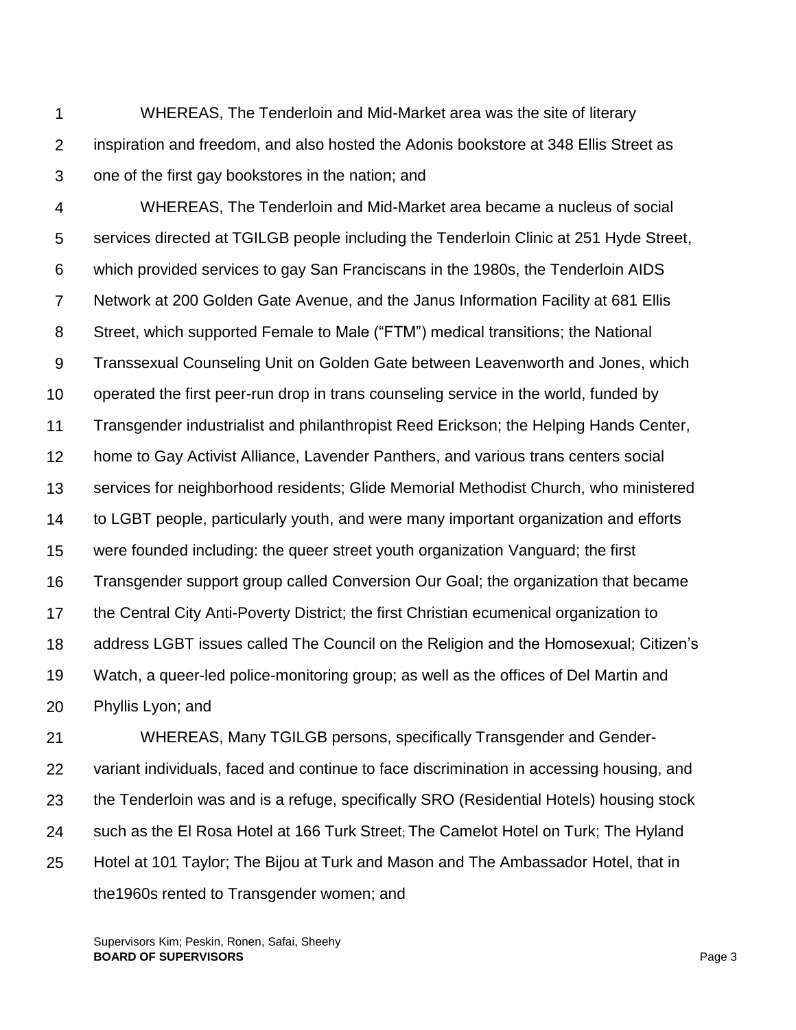WHEREAS, The Tenderloin and Mid-Market area was the site of literary inspiration and freedom, and also hosted the Adonis bookstore at 348 Ellis Street as one of the first gay bookstores in the nation; and

WHEREAS, The Tenderloin and Mid-Market area became a nucleus of social services directed at TGILGB people including the Tenderloin Clinic at 251 Hyde Street, which provided services to gay San Franciscans in the 1980s, the Tenderloin AIDS Network at 200 Golden Gate Avenue, and the Janus Information Facility at 681 Ellis Street, which supported Female to Male ("FTM") medical transitions; the National Transsexual Counseling Unit on Golden Gate between Leavenworth and Jones, which operated the first peer-run drop in trans counseling service in the world, funded by Transgender industrialist and philanthropist Reed Erickson; the Helping Hands Center, home to Gay Activist Alliance, Lavender Panthers, and various trans centers social services for neighborhood residents; Glide Memorial Methodist Church, who ministered to LGBT people, particularly youth, and were many important organization and efforts were founded including: the queer street youth organization Vanguard; the first Transgender support group called Conversion Our Goal; the organization that became the Central City Anti-Poverty District; the first Christian ecumenical organization to address LGBT issues called The Council on the Religion and the Homosexual; Citizen's Watch, a queer-led police-monitoring group; as well as the offices of Del Martin and Phyllis Lyon; and

WHEREAS, Many TGILGB persons, specifically Transgender and Gender-variant individuals, faced and continue to face discrimination in accessing housing, and the Tenderloin was and is a refuge, specifically SRO (Residential Hotels) housing stock such as the El Rosa Hotel at 166 Turk Street; The Camelot Hotel on Turk; The Hyland Hotel at 101 Taylor; The Bijou at Turk and Mason and The Ambassador Hotel, that in the1960s rented to Transgender women; and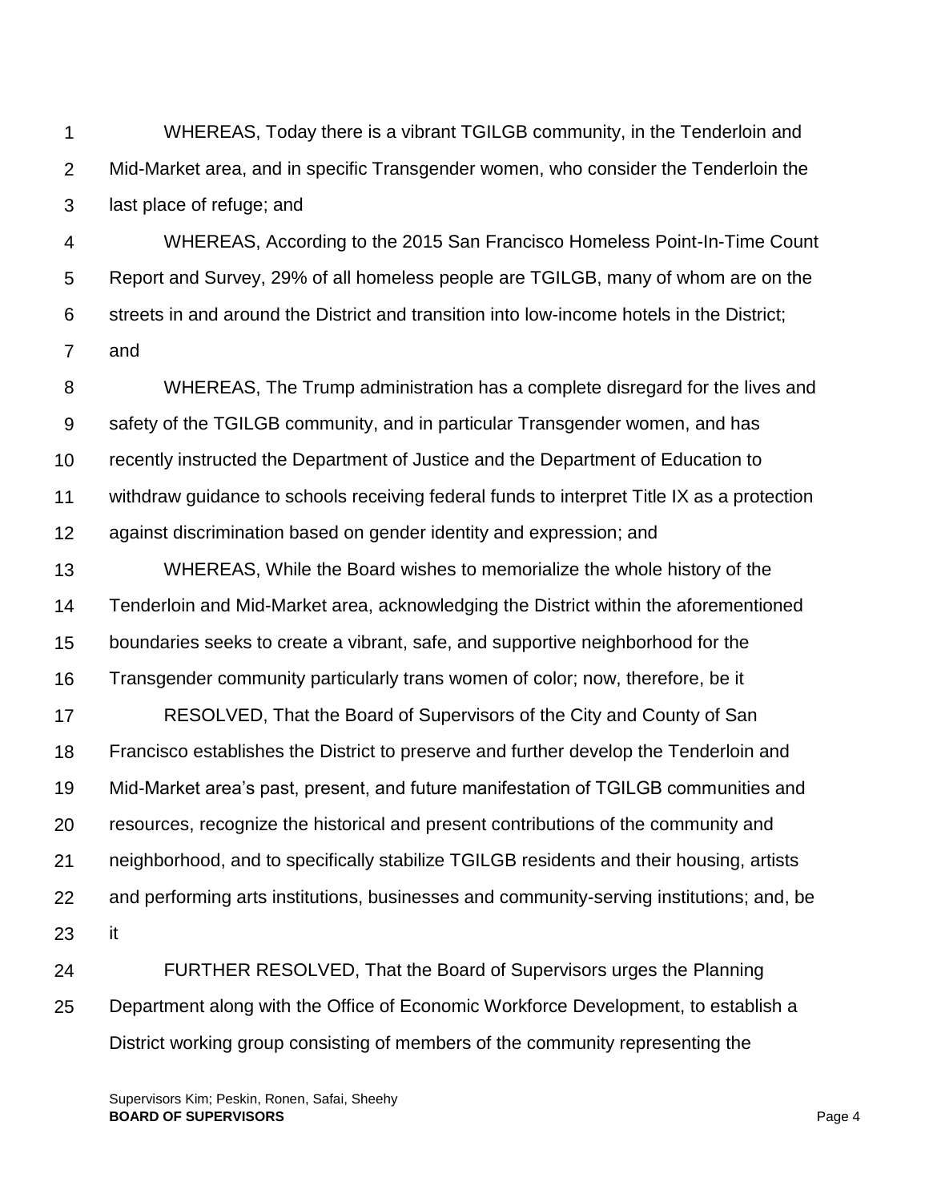WHEREAS, Today there is a vibrant TGILGB community, in the Tenderloin and Mid-Market area, and in specific Transgender women, who consider the Tenderloin the last place of refuge; and

WHEREAS, According to the 2015 San Francisco Homeless Point-In-Time Count Report and Survey, 29% of all homeless people are TGILGB, many of whom are on the streets in and around the District and transition into low-income hotels in the District; and

WHEREAS, The Trump administration has a complete disregard for the lives and safety of the TGILGB community, and in particular Transgender women, and has recently instructed the Department of Justice and the Department of Education to withdraw guidance to schools receiving federal funds to interpret Title IX as a protection against discrimination based on gender identity and expression; and

WHEREAS, While the Board wishes to memorialize the whole history of the Tenderloin and Mid-Market area, acknowledging the District within the aforementioned boundaries seeks to create a vibrant, safe, and supportive neighborhood for the Transgender community particularly trans women of color; now, therefore, be it

RESOLVED, That the Board of Supervisors of the City and County of San Francisco establishes the District to preserve and further develop the Tenderloin and Mid-Market area's past, present, and future manifestation of TGILGB communities and resources, recognize the historical and present contributions of the community and neighborhood, and to specifically stabilize TGILGB residents and their housing, artists and performing arts institutions, businesses and community-serving institutions; and, be it

FURTHER RESOLVED, That the Board of Supervisors urges the Planning Department along with the Office of Economic Workforce Development, to establish a District working group consisting of members of the community representing the

Supervisors Kim; Peskin, Ronen, Safai, Sheehy
**BOARD OF SUPERVISORS**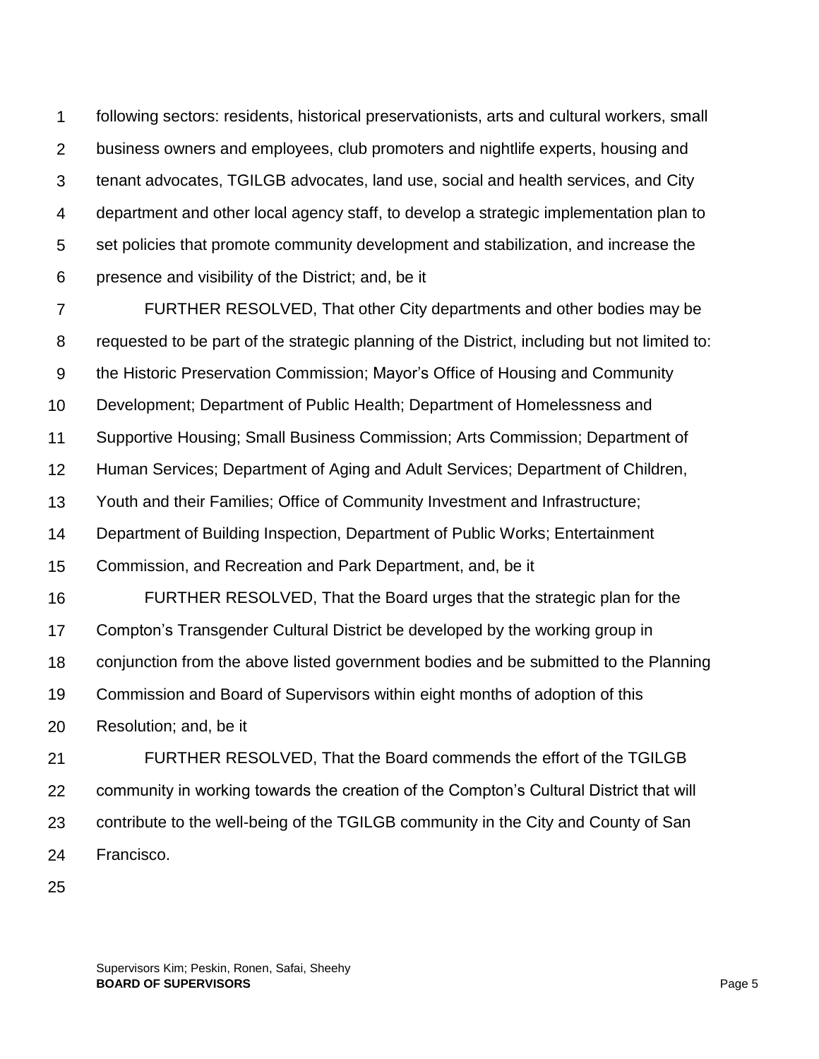following sectors: residents, historical preservationists, arts and cultural workers, small business owners and employees, club promoters and nightlife experts, housing and tenant advocates, TGILGB advocates, land use, social and health services, and City department and other local agency staff, to develop a strategic implementation plan to set policies that promote community development and stabilization, and increase the presence and visibility of the District; and, be it

FURTHER RESOLVED, That other City departments and other bodies may be requested to be part of the strategic planning of the District, including but not limited to: the Historic Preservation Commission; Mayor's Office of Housing and Community Development; Department of Public Health; Department of Homelessness and Supportive Housing; Small Business Commission; Arts Commission; Department of Human Services; Department of Aging and Adult Services; Department of Children, Youth and their Families; Office of Community Investment and Infrastructure; Department of Building Inspection, Department of Public Works; Entertainment Commission, and Recreation and Park Department, and, be it

FURTHER RESOLVED, That the Board urges that the strategic plan for the Compton's Transgender Cultural District be developed by the working group in conjunction from the above listed government bodies and be submitted to the Planning Commission and Board of Supervisors within eight months of adoption of this Resolution; and, be it

FURTHER RESOLVED, That the Board commends the effort of the TGILGB community in working towards the creation of the Compton's Cultural District that will contribute to the well-being of the TGILGB community in the City and County of San Francisco.

Supervisors Kim; Peskin, Ronen, Safai, Sheehy
**BOARD OF SUPERVISORS**